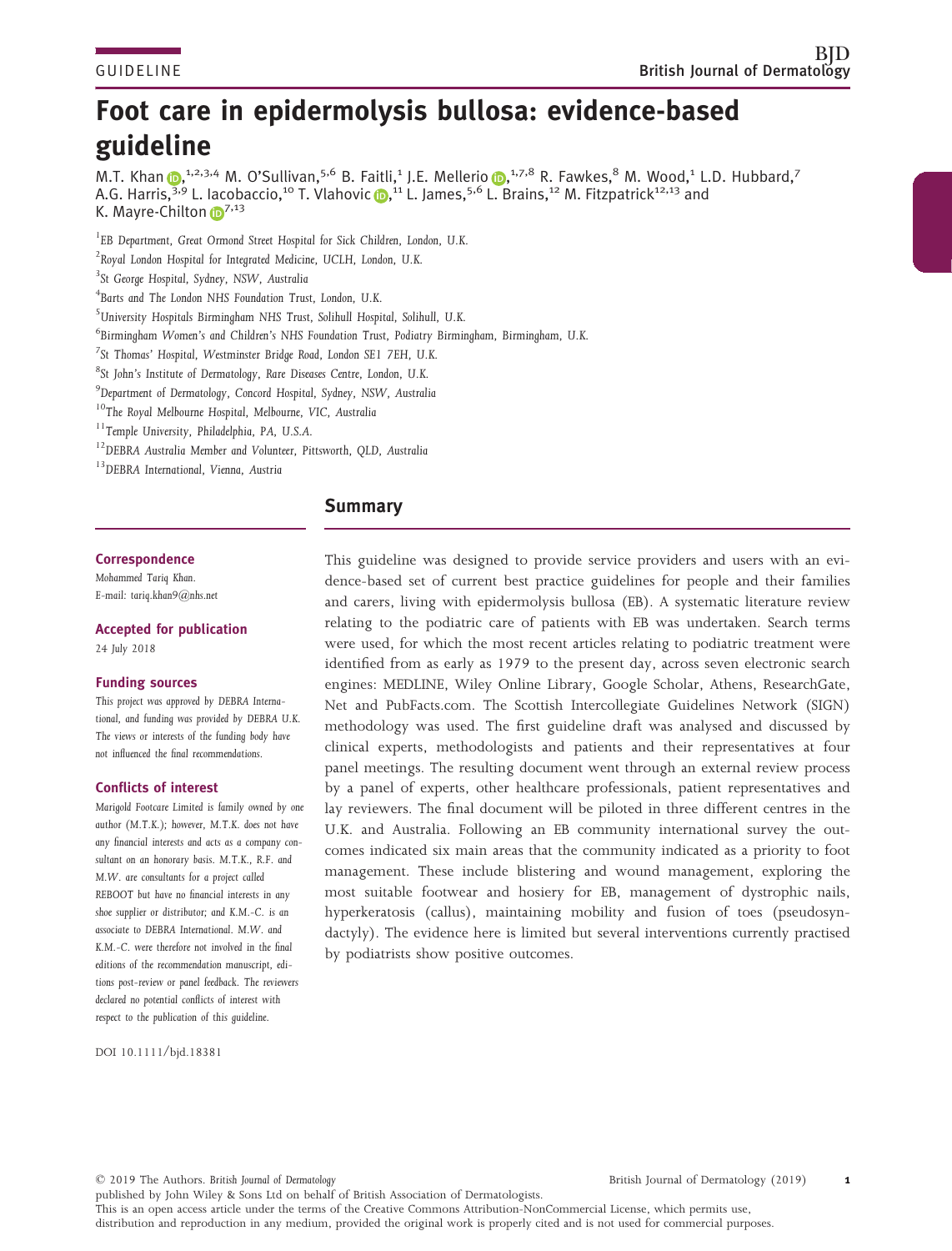GUIDELINE

# Foot care in epidermolysis bullosa: evidence-based guideline

M.T. Khan,[1,2,3,4] M. O'Sullivan,[5,6] B. Faitli,[1] J.E. Mellerio,[1,7,8] R. Fawkes,[8] M. Wood,[1] L.D. Hubbard,[7] A.G. Harris,[3,9] L. Iacobaccio,[10] T. Vlahovic,[11] L. James,[5,6] L. Brains,[12] M. Fitzpatrick[12,13] and K. Mayre-Chilton[7,13]

[1]EB Department, Great Ormond Street Hospital for Sick Children, London, U.K.
[2]Royal London Hospital for Integrated Medicine, UCLH, London, U.K.
[3]St George Hospital, Sydney, NSW, Australia
[4]Barts and The London NHS Foundation Trust, London, U.K.
[5]University Hospitals Birmingham NHS Trust, Solihull Hospital, Solihull, U.K.
[6]Birmingham Women's and Children's NHS Foundation Trust, Podiatry Birmingham, Birmingham, U.K.
[7]St Thomas' Hospital, Westminster Bridge Road, London SE1 7EH, U.K.
[8]St John's Institute of Dermatology, Rare Diseases Centre, London, U.K.
[9]Department of Dermatology, Concord Hospital, Sydney, NSW, Australia
[10]The Royal Melbourne Hospital, Melbourne, VIC, Australia
[11]Temple University, Philadelphia, PA, U.S.A.
[12]DEBRA Australia Member and Volunteer, Pittsworth, QLD, Australia
[13]DEBRA International, Vienna, Austria

## Summary

This guideline was designed to provide service providers and users with an evidence-based set of current best practice guidelines for people and their families and carers, living with epidermolysis bullosa (EB). A systematic literature review relating to the podiatric care of patients with EB was undertaken. Search terms were used, for which the most recent articles relating to podiatric treatment were identified from as early as 1979 to the present day, across seven electronic search engines: MEDLINE, Wiley Online Library, Google Scholar, Athens, ResearchGate, Net and PubFacts.com. The Scottish Intercollegiate Guidelines Network (SIGN) methodology was used. The first guideline draft was analysed and discussed by clinical experts, methodologists and patients and their representatives at four panel meetings. The resulting document went through an external review process by a panel of experts, other healthcare professionals, patient representatives and lay reviewers. The final document will be piloted in three different centres in the U.K. and Australia. Following an EB community international survey the outcomes indicated six main areas that the community indicated as a priority to foot management. These include blistering and wound management, exploring the most suitable footwear and hosiery for EB, management of dystrophic nails, hyperkeratosis (callus), maintaining mobility and fusion of toes (pseudosyndactyly). The evidence here is limited but several interventions currently practised by podiatrists show positive outcomes.

**Correspondence**
Mohammed Tariq Khan.
E-mail: tariq.khan9@nhs.net

**Accepted for publication**
24 July 2018

**Funding sources**
This project was approved by DEBRA International, and funding was provided by DEBRA U.K. The views or interests of the funding body have not influenced the final recommendations.

**Conflicts of interest**
Marigold Footcare Limited is family owned by one author (M.T.K.); however, M.T.K. does not have any financial interests and acts as a company consultant on an honorary basis. M.T.K., R.F. and M.W. are consultants for a project called REBOOT but have no financial interests in any shoe supplier or distributor; and K.M.-C. is an associate to DEBRA International. M.W. and K.M.-C. were therefore not involved in the final editions of the recommendation manuscript, editions post-review or panel feedback. The reviewers declared no potential conflicts of interest with respect to the publication of this guideline.

DOI 10.1111/bjd.18381

© 2019 The Authors. British Journal of Dermatology
published by John Wiley & Sons Ltd on behalf of British Association of Dermatologists.
This is an open access article under the terms of the Creative Commons Attribution-NonCommercial License, which permits use, distribution and reproduction in any medium, provided the original work is properly cited and is not used for commercial purposes.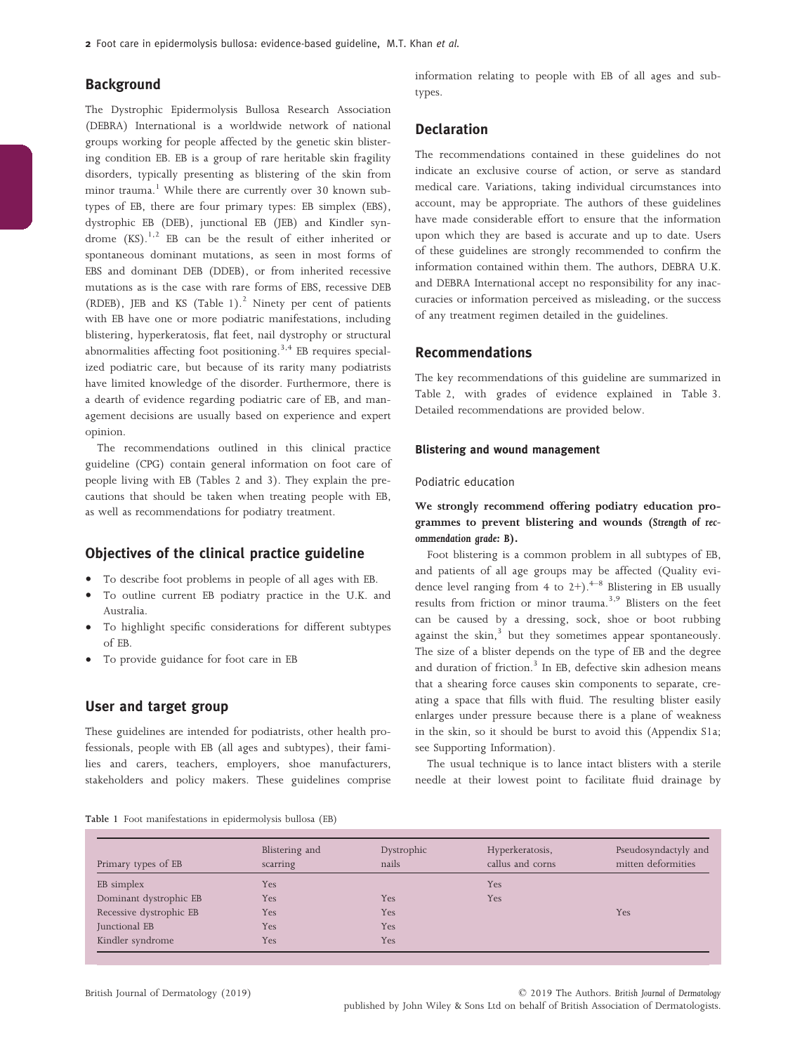## Background

The Dystrophic Epidermolysis Bullosa Research Association (DEBRA) International is a worldwide network of national groups working for people affected by the genetic skin blistering condition EB. EB is a group of rare heritable skin fragility disorders, typically presenting as blistering of the skin from minor trauma.[1] While there are currently over 30 known subtypes of EB, there are four primary types: EB simplex (EBS), dystrophic EB (DEB), junctional EB (JEB) and Kindler syndrome (KS).[1,2] EB can be the result of either inherited or spontaneous dominant mutations, as seen in most forms of EBS and dominant DEB (DDEB), or from inherited recessive mutations as is the case with rare forms of EBS, recessive DEB (RDEB), JEB and KS (Table 1).[2] Ninety per cent of patients with EB have one or more podiatric manifestations, including blistering, hyperkeratosis, flat feet, nail dystrophy or structural abnormalities affecting foot positioning.[3,4] EB requires specialized podiatric care, but because of its rarity many podiatrists have limited knowledge of the disorder. Furthermore, there is a dearth of evidence regarding podiatric care of EB, and management decisions are usually based on experience and expert opinion.

The recommendations outlined in this clinical practice guideline (CPG) contain general information on foot care of people living with EB (Tables 2 and 3). They explain the precautions that should be taken when treating people with EB, as well as recommendations for podiatry treatment.

## Objectives of the clinical practice guideline

- To describe foot problems in people of all ages with EB.
- To outline current EB podiatry practice in the U.K. and Australia.
- To highlight specific considerations for different subtypes of EB.
- To provide guidance for foot care in EB

## User and target group

These guidelines are intended for podiatrists, other health professionals, people with EB (all ages and subtypes), their families and carers, teachers, employers, shoe manufacturers, stakeholders and policy makers. These guidelines comprise information relating to people with EB of all ages and subtypes.

## Declaration

The recommendations contained in these guidelines do not indicate an exclusive course of action, or serve as standard medical care. Variations, taking individual circumstances into account, may be appropriate. The authors of these guidelines have made considerable effort to ensure that the information upon which they are based is accurate and up to date. Users of these guidelines are strongly recommended to confirm the information contained within them. The authors, DEBRA U.K. and DEBRA International accept no responsibility for any inaccuracies or information perceived as misleading, or the success of any treatment regimen detailed in the guidelines.

## Recommendations

The key recommendations of this guideline are summarized in Table 2, with grades of evidence explained in Table 3. Detailed recommendations are provided below.

### Blistering and wound management

#### Podiatric education

**We strongly recommend offering podiatry education programmes to prevent blistering and wounds (*Strength of recommendation grade: B*).**

Foot blistering is a common problem in all subtypes of EB, and patients of all age groups may be affected (Quality evidence level ranging from 4 to 2+).[4–8] Blistering in EB usually results from friction or minor trauma.[3,9] Blisters on the feet can be caused by a dressing, sock, shoe or boot rubbing against the skin,[3] but they sometimes appear spontaneously. The size of a blister depends on the type of EB and the degree and duration of friction.[3] In EB, defective skin adhesion means that a shearing force causes skin components to separate, creating a space that fills with fluid. The resulting blister easily enlarges under pressure because there is a plane of weakness in the skin, so it should be burst to avoid this (Appendix S1a; see Supporting Information).

The usual technique is to lance intact blisters with a sterile needle at their lowest point to facilitate fluid drainage by

Table 1 Foot manifestations in epidermolysis bullosa (EB)

| Primary types of EB | Blistering and scarring | Dystrophic nails | Hyperkeratosis, callus and corns | Pseudosyndactyly and mitten deformities |
|---|---|---|---|---|
| EB simplex | Yes | | Yes | |
| Dominant dystrophic EB | Yes | Yes | Yes | |
| Recessive dystrophic EB | Yes | Yes | | Yes |
| Junctional EB | Yes | Yes | | |
| Kindler syndrome | Yes | Yes | | |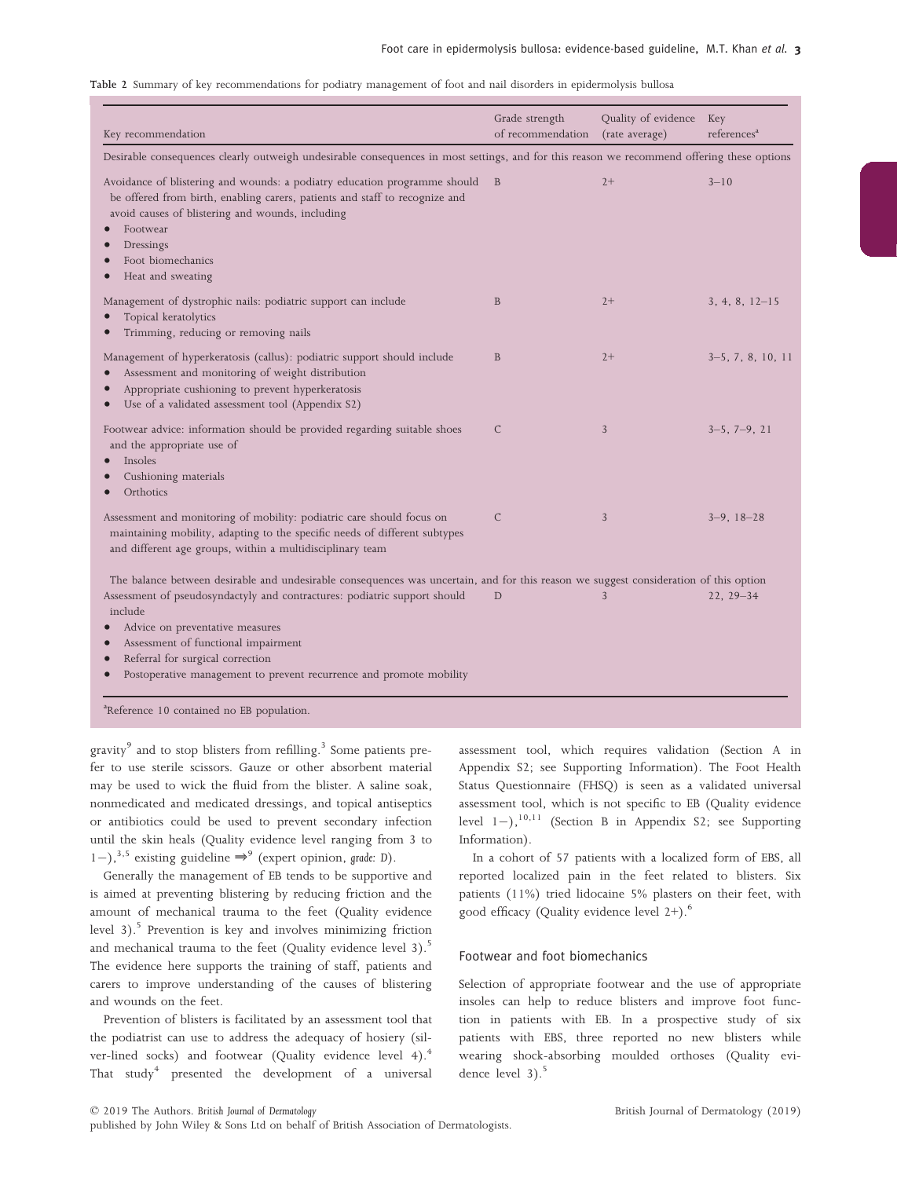Table 2 Summary of key recommendations for podiatry management of foot and nail disorders in epidermolysis bullosa

| Key recommendation | Grade strength of recommendation | Quality of evidence (rate average) | Key references[a] |
|---|---|---|---|
| Desirable consequences clearly outweigh undesirable consequences in most settings, and for this reason we recommend offering these options | | | |
| Avoidance of blistering and wounds: a podiatry education programme should be offered from birth, enabling carers, patients and staff to recognize and avoid causes of blistering and wounds, including<br>• Footwear<br>• Dressings<br>• Foot biomechanics<br>• Heat and sweating | B | 2+ | 3–10 |
| Management of dystrophic nails: podiatric support can include<br>• Topical keratolytics<br>• Trimming, reducing or removing nails | B | 2+ | 3, 4, 8, 12–15 |
| Management of hyperkeratosis (callus): podiatric support should include<br>• Assessment and monitoring of weight distribution<br>• Appropriate cushioning to prevent hyperkeratosis<br>• Use of a validated assessment tool (Appendix S2) | B | 2+ | 3–5, 7, 8, 10, 11 |
| Footwear advice: information should be provided regarding suitable shoes and the appropriate use of<br>• Insoles<br>• Cushioning materials<br>• Orthotics | C | 3 | 3–5, 7–9, 21 |
| Assessment and monitoring of mobility: podiatric care should focus on maintaining mobility, adapting to the specific needs of different subtypes and different age groups, within a multidisciplinary team | C | 3 | 3–9, 18–28 |
| The balance between desirable and undesirable consequences was uncertain, and for this reason we suggest consideration of this option | | | |
| Assessment of pseudosyndactyly and contractures: podiatric support should include<br>• Advice on preventative measures<br>• Assessment of functional impairment<br>• Referral for surgical correction<br>• Postoperative management to prevent recurrence and promote mobility | D | 3 | 22, 29–34 |

[a]Reference 10 contained no EB population.

gravity[9] and to stop blisters from refilling.[3] Some patients prefer to use sterile scissors. Gauze or other absorbent material may be used to wick the fluid from the blister. A saline soak, nonmedicated and medicated dressings, and topical antiseptics or antibiotics could be used to prevent secondary infection until the skin heals (Quality evidence level ranging from 3 to 1−),[3,5] existing guideline ⇒[9] (expert opinion, *grade: D*).

Generally the management of EB tends to be supportive and is aimed at preventing blistering by reducing friction and the amount of mechanical trauma to the feet (Quality evidence level 3).[5] Prevention is key and involves minimizing friction and mechanical trauma to the feet (Quality evidence level 3).[5] The evidence here supports the training of staff, patients and carers to improve understanding of the causes of blistering and wounds on the feet.

Prevention of blisters is facilitated by an assessment tool that the podiatrist can use to address the adequacy of hosiery (silver-lined socks) and footwear (Quality evidence level 4).[4] That study[4] presented the development of a universal assessment tool, which requires validation (Section A in Appendix S2; see Supporting Information). The Foot Health Status Questionnaire (FHSQ) is seen as a validated universal assessment tool, which is not specific to EB (Quality evidence level 1−),[10,11] (Section B in Appendix S2; see Supporting Information).

In a cohort of 57 patients with a localized form of EBS, all reported localized pain in the feet related to blisters. Six patients (11%) tried lidocaine 5% plasters on their feet, with good efficacy (Quality evidence level 2+).[6]

## Footwear and foot biomechanics

Selection of appropriate footwear and the use of appropriate insoles can help to reduce blisters and improve foot function in patients with EB. In a prospective study of six patients with EBS, three reported no new blisters while wearing shock-absorbing moulded orthoses (Quality evidence level 3).[5]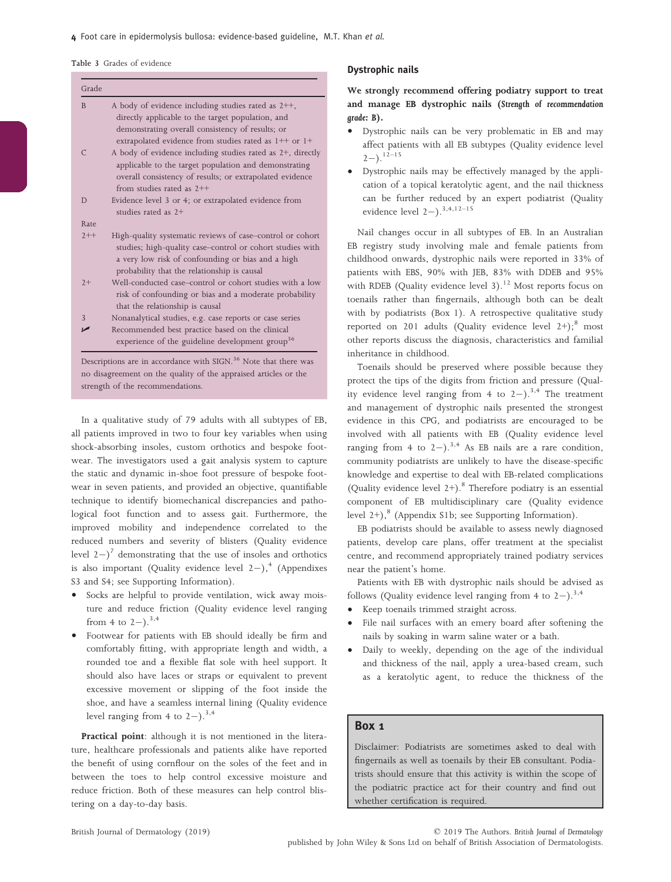Table 3 Grades of evidence

| Grade | |
|---|---|
| B | A body of evidence including studies rated as 2++, directly applicable to the target population, and demonstrating overall consistency of results; or extrapolated evidence from studies rated as 1++ or 1+ |
| C | A body of evidence including studies rated as 2+, directly applicable to the target population and demonstrating overall consistency of results; or extrapolated evidence from studies rated as 2++ |
| D | Evidence level 3 or 4; or extrapolated evidence from studies rated as 2+ |
| Rate | |
| 2++ | High-quality systematic reviews of case–control or cohort studies; high-quality case–control or cohort studies with a very low risk of confounding or bias and a high probability that the relationship is causal |
| 2+ | Well-conducted case–control or cohort studies with a low risk of confounding or bias and a moderate probability that the relationship is causal |
| 3 | Nonanalytical studies, e.g. case reports or case series |
| ✓ | Recommended best practice based on the clinical experience of the guideline development group[36] |

Descriptions are in accordance with SIGN.[36] Note that there was no disagreement on the quality of the appraised articles or the strength of the recommendations.

In a qualitative study of 79 adults with all subtypes of EB, all patients improved in two to four key variables when using shock-absorbing insoles, custom orthotics and bespoke footwear. The investigators used a gait analysis system to capture the static and dynamic in-shoe foot pressure of bespoke footwear in seven patients, and provided an objective, quantifiable technique to identify biomechanical discrepancies and pathological foot function and to assess gait. Furthermore, the improved mobility and independence correlated to the reduced numbers and severity of blisters (Quality evidence level 2−)[7] demonstrating that the use of insoles and orthotics is also important (Quality evidence level 2−),[4] (Appendixes S3 and S4; see Supporting Information).

- Socks are helpful to provide ventilation, wick away moisture and reduce friction (Quality evidence level ranging from 4 to 2−).[3,4]
- Footwear for patients with EB should ideally be firm and comfortably fitting, with appropriate length and width, a rounded toe and a flexible flat sole with heel support. It should also have laces or straps or equivalent to prevent excessive movement or slipping of the foot inside the shoe, and have a seamless internal lining (Quality evidence level ranging from 4 to 2−).[3,4]

**Practical point**: although it is not mentioned in the literature, healthcare professionals and patients alike have reported the benefit of using cornflour on the soles of the feet and in between the toes to help control excessive moisture and reduce friction. Both of these measures can help control blistering on a day-to-day basis.

### Dystrophic nails

**We strongly recommend offering podiatry support to treat and manage EB dystrophic nails (*Strength of recommendation grade: B*).**

- Dystrophic nails can be very problematic in EB and may affect patients with all EB subtypes (Quality evidence level 2−).[12–15]
- Dystrophic nails may be effectively managed by the application of a topical keratolytic agent, and the nail thickness can be further reduced by an expert podiatrist (Quality evidence level 2−).[3,4,12–15]

Nail changes occur in all subtypes of EB. In an Australian EB registry study involving male and female patients from childhood onwards, dystrophic nails were reported in 33% of patients with EBS, 90% with JEB, 83% with DDEB and 95% with RDEB (Quality evidence level 3).[12] Most reports focus on toenails rather than fingernails, although both can be dealt with by podiatrists (Box 1). A retrospective qualitative study reported on 201 adults (Quality evidence level 2+);[8] most other reports discuss the diagnosis, characteristics and familial inheritance in childhood.

Toenails should be preserved where possible because they protect the tips of the digits from friction and pressure (Quality evidence level ranging from 4 to 2−).[3,4] The treatment and management of dystrophic nails presented the strongest evidence in this CPG, and podiatrists are encouraged to be involved with all patients with EB (Quality evidence level ranging from 4 to 2−).[3,4] As EB nails are a rare condition, community podiatrists are unlikely to have the disease-specific knowledge and expertise to deal with EB-related complications (Quality evidence level 2+).[8] Therefore podiatry is an essential component of EB multidisciplinary care (Quality evidence level 2+),[8] (Appendix S1b; see Supporting Information).

EB podiatrists should be available to assess newly diagnosed patients, develop care plans, offer treatment at the specialist centre, and recommend appropriately trained podiatry services near the patient's home.

Patients with EB with dystrophic nails should be advised as follows (Quality evidence level ranging from 4 to 2−).[3,4]

- Keep toenails trimmed straight across.
- File nail surfaces with an emery board after softening the nails by soaking in warm saline water or a bath.
- Daily to weekly, depending on the age of the individual and thickness of the nail, apply a urea-based cream, such as a keratolytic agent, to reduce the thickness of the

**Box 1**

Disclaimer: Podiatrists are sometimes asked to deal with fingernails as well as toenails by their EB consultant. Podiatrists should ensure that this activity is within the scope of the podiatric practice act for their country and find out whether certification is required.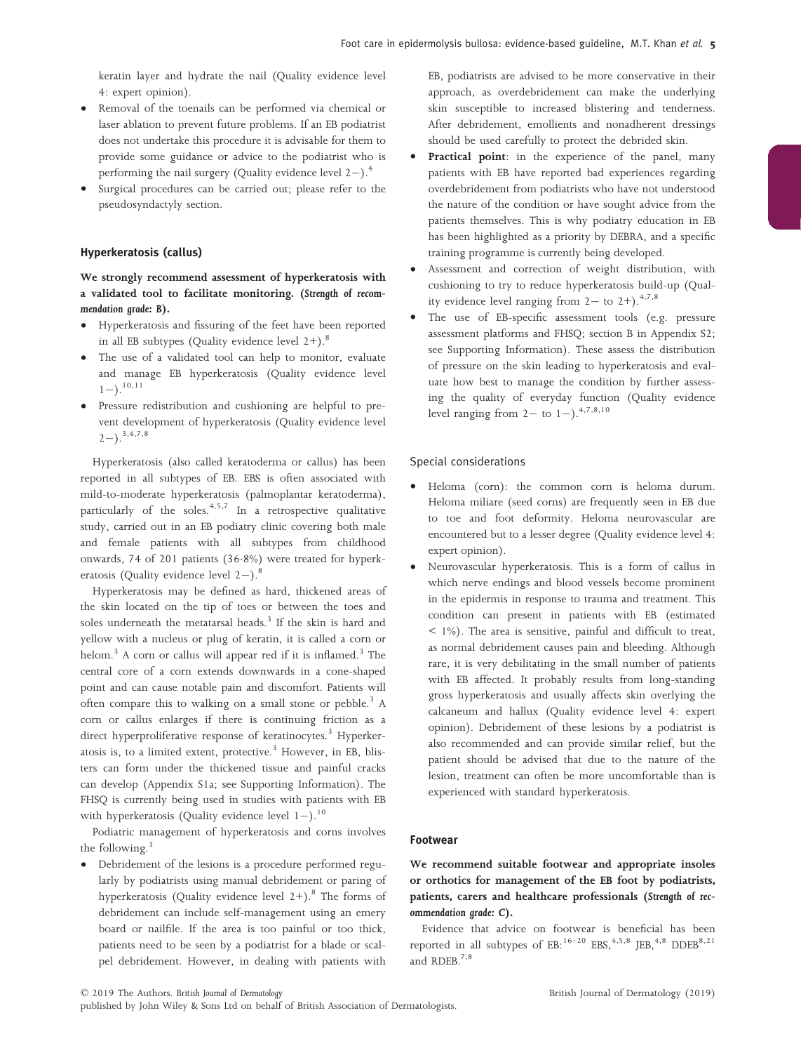keratin layer and hydrate the nail (Quality evidence level 4: expert opinion).

- Removal of the toenails can be performed via chemical or laser ablation to prevent future problems. If an EB podiatrist does not undertake this procedure it is advisable for them to provide some guidance or advice to the podiatrist who is performing the nail surgery (Quality evidence level 2−).[4]
- Surgical procedures can be carried out; please refer to the pseudosyndactyly section.

### Hyperkeratosis (callus)

**We strongly recommend assessment of hyperkeratosis with a validated tool to facilitate monitoring. (*Strength of recommendation grade: B*).**

- Hyperkeratosis and fissuring of the feet have been reported in all EB subtypes (Quality evidence level 2+).[8]
- The use of a validated tool can help to monitor, evaluate and manage EB hyperkeratosis (Quality evidence level 1−).[10,11]
- Pressure redistribution and cushioning are helpful to prevent development of hyperkeratosis (Quality evidence level 2−).[3,4,7,8]

Hyperkeratosis (also called keratoderma or callus) has been reported in all subtypes of EB. EBS is often associated with mild-to-moderate hyperkeratosis (palmoplantar keratoderma), particularly of the soles.[4,5,7] In a retrospective qualitative study, carried out in an EB podiatry clinic covering both male and female patients with all subtypes from childhood onwards, 74 of 201 patients (36·8%) were treated for hyperkeratosis (Quality evidence level 2−).[8]

Hyperkeratosis may be defined as hard, thickened areas of the skin located on the tip of toes or between the toes and soles underneath the metatarsal heads.[3] If the skin is hard and yellow with a nucleus or plug of keratin, it is called a corn or helom.[3] A corn or callus will appear red if it is inflamed.[3] The central core of a corn extends downwards in a cone-shaped point and can cause notable pain and discomfort. Patients will often compare this to walking on a small stone or pebble.[3] A corn or callus enlarges if there is continuing friction as a direct hyperproliferative response of keratinocytes.[3] Hyperkeratosis is, to a limited extent, protective.[3] However, in EB, blisters can form under the thickened tissue and painful cracks can develop (Appendix S1a; see Supporting Information). The FHSQ is currently being used in studies with patients with EB with hyperkeratosis (Quality evidence level 1−).[10]

Podiatric management of hyperkeratosis and corns involves the following.[3]

- Debridement of the lesions is a procedure performed regularly by podiatrists using manual debridement or paring of hyperkeratosis (Quality evidence level 2+).[8] The forms of debridement can include self-management using an emery board or nailfile. If the area is too painful or too thick, patients need to be seen by a podiatrist for a blade or scalpel debridement. However, in dealing with patients with EB, podiatrists are advised to be more conservative in their approach, as overdebridement can make the underlying skin susceptible to increased blistering and tenderness. After debridement, emollients and nonadherent dressings should be used carefully to protect the debrided skin.
- **Practical point**: in the experience of the panel, many patients with EB have reported bad experiences regarding overdebridement from podiatrists who have not understood the nature of the condition or have sought advice from the patients themselves. This is why podiatry education in EB has been highlighted as a priority by DEBRA, and a specific training programme is currently being developed.
- Assessment and correction of weight distribution, with cushioning to try to reduce hyperkeratosis build-up (Quality evidence level ranging from 2− to 2+).[4,7,8]
- The use of EB-specific assessment tools (e.g. pressure assessment platforms and FHSQ; section B in Appendix S2; see Supporting Information). These assess the distribution of pressure on the skin leading to hyperkeratosis and evaluate how best to manage the condition by further assessing the quality of everyday function (Quality evidence level ranging from 2− to 1−).[4,7,8,10]

#### Special considerations

- Heloma (corn): the common corn is heloma durum. Heloma miliare (seed corns) are frequently seen in EB due to toe and foot deformity. Heloma neurovascular are encountered but to a lesser degree (Quality evidence level 4: expert opinion).
- Neurovascular hyperkeratosis. This is a form of callus in which nerve endings and blood vessels become prominent in the epidermis in response to trauma and treatment. This condition can present in patients with EB (estimated < 1%). The area is sensitive, painful and difficult to treat, as normal debridement causes pain and bleeding. Although rare, it is very debilitating in the small number of patients with EB affected. It probably results from long-standing gross hyperkeratosis and usually affects skin overlying the calcaneum and hallux (Quality evidence level 4: expert opinion). Debridement of these lesions by a podiatrist is also recommended and can provide similar relief, but the patient should be advised that due to the nature of the lesion, treatment can often be more uncomfortable than is experienced with standard hyperkeratosis.

### Footwear

**We recommend suitable footwear and appropriate insoles or orthotics for management of the EB foot by podiatrists, patients, carers and healthcare professionals (*Strength of recommendation grade: C*).**

Evidence that advice on footwear is beneficial has been reported in all subtypes of EB:[16–20] EBS,[4,5,8] JEB,[4,8] DDEB[8,21] and RDEB.[7,8]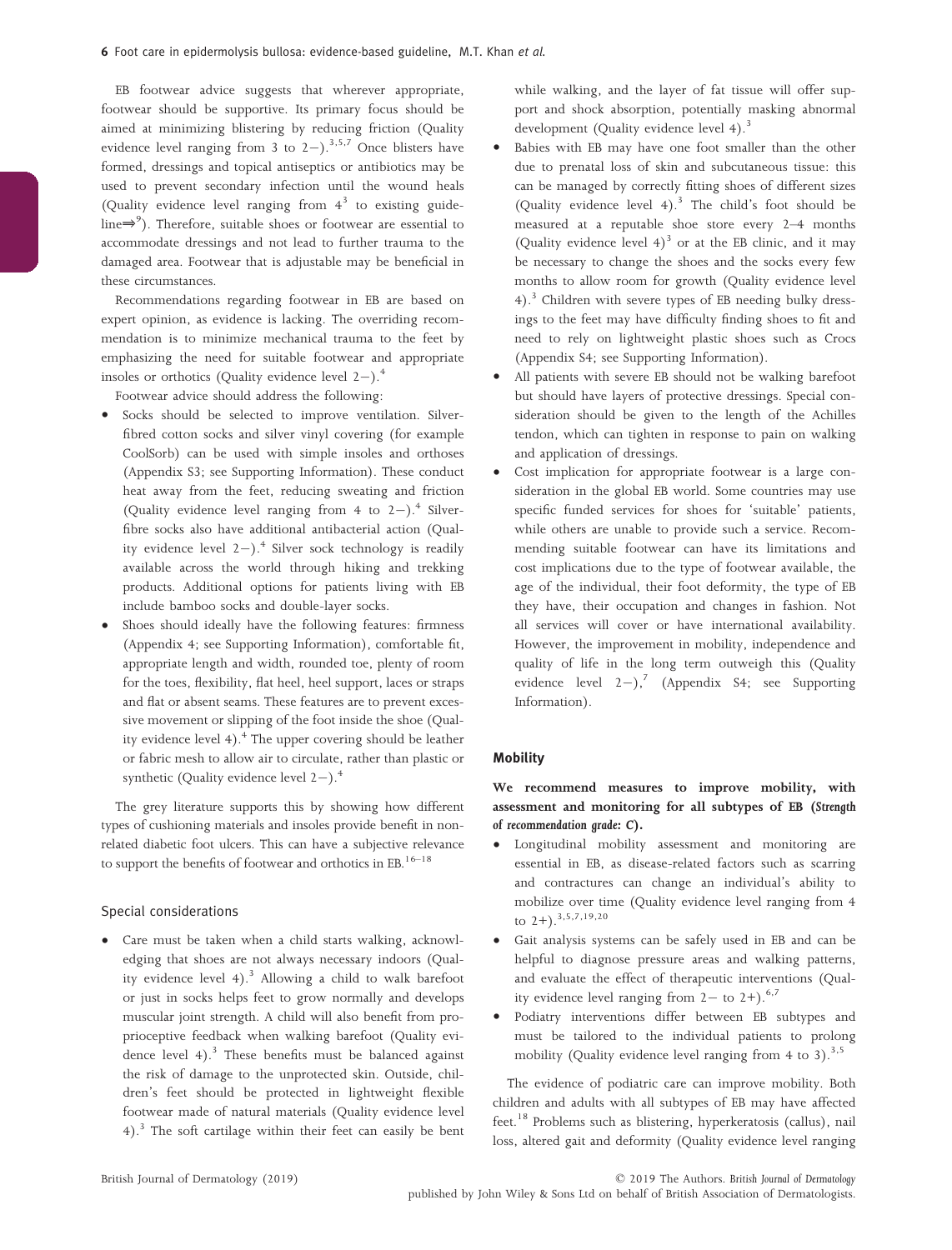EB footwear advice suggests that wherever appropriate, footwear should be supportive. Its primary focus should be aimed at minimizing blistering by reducing friction (Quality evidence level ranging from 3 to 2−).[3,5,7] Once blisters have formed, dressings and topical antiseptics or antibiotics may be used to prevent secondary infection until the wound heals (Quality evidence level ranging from 4[3] to existing guideline⇒[9]). Therefore, suitable shoes or footwear are essential to accommodate dressings and not lead to further trauma to the damaged area. Footwear that is adjustable may be beneficial in these circumstances.

Recommendations regarding footwear in EB are based on expert opinion, as evidence is lacking. The overriding recommendation is to minimize mechanical trauma to the feet by emphasizing the need for suitable footwear and appropriate insoles or orthotics (Quality evidence level 2−).[4]

Footwear advice should address the following:

- Socks should be selected to improve ventilation. Silver-fibred cotton socks and silver vinyl covering (for example CoolSorb) can be used with simple insoles and orthoses (Appendix S3; see Supporting Information). These conduct heat away from the feet, reducing sweating and friction (Quality evidence level ranging from 4 to 2−).[4] Silver-fibre socks also have additional antibacterial action (Quality evidence level 2−).[4] Silver sock technology is readily available across the world through hiking and trekking products. Additional options for patients living with EB include bamboo socks and double-layer socks.
- Shoes should ideally have the following features: firmness (Appendix 4; see Supporting Information), comfortable fit, appropriate length and width, rounded toe, plenty of room for the toes, flexibility, flat heel, heel support, laces or straps and flat or absent seams. These features are to prevent excessive movement or slipping of the foot inside the shoe (Quality evidence level 4).[4] The upper covering should be leather or fabric mesh to allow air to circulate, rather than plastic or synthetic (Quality evidence level 2−).[4]

The grey literature supports this by showing how different types of cushioning materials and insoles provide benefit in nonrelated diabetic foot ulcers. This can have a subjective relevance to support the benefits of footwear and orthotics in EB.[16–18]

### Special considerations

- Care must be taken when a child starts walking, acknowledging that shoes are not always necessary indoors (Quality evidence level 4).[3] Allowing a child to walk barefoot or just in socks helps feet to grow normally and develops muscular joint strength. A child will also benefit from proprioceptive feedback when walking barefoot (Quality evidence level 4).[3] These benefits must be balanced against the risk of damage to the unprotected skin. Outside, children's feet should be protected in lightweight flexible footwear made of natural materials (Quality evidence level 4).[3] The soft cartilage within their feet can easily be bent while walking, and the layer of fat tissue will offer support and shock absorption, potentially masking abnormal development (Quality evidence level 4).[3]
- Babies with EB may have one foot smaller than the other due to prenatal loss of skin and subcutaneous tissue: this can be managed by correctly fitting shoes of different sizes (Quality evidence level 4).[3] The child's foot should be measured at a reputable shoe store every 2–4 months (Quality evidence level 4)[3] or at the EB clinic, and it may be necessary to change the shoes and the socks every few months to allow room for growth (Quality evidence level 4).[3] Children with severe types of EB needing bulky dressings to the feet may have difficulty finding shoes to fit and need to rely on lightweight plastic shoes such as Crocs (Appendix S4; see Supporting Information).
- All patients with severe EB should not be walking barefoot but should have layers of protective dressings. Special consideration should be given to the length of the Achilles tendon, which can tighten in response to pain on walking and application of dressings.
- Cost implication for appropriate footwear is a large consideration in the global EB world. Some countries may use specific funded services for shoes for 'suitable' patients, while others are unable to provide such a service. Recommending suitable footwear can have its limitations and cost implications due to the type of footwear available, the age of the individual, their foot deformity, the type of EB they have, their occupation and changes in fashion. Not all services will cover or have international availability. However, the improvement in mobility, independence and quality of life in the long term outweigh this (Quality evidence level 2−),[7] (Appendix S4; see Supporting Information).

## Mobility

**We recommend measures to improve mobility, with assessment and monitoring for all subtypes of EB (*Strength of recommendation grade: C*).**

- Longitudinal mobility assessment and monitoring are essential in EB, as disease-related factors such as scarring and contractures can change an individual's ability to mobilize over time (Quality evidence level ranging from 4 to 2+).[3,5,7,19,20]
- Gait analysis systems can be safely used in EB and can be helpful to diagnose pressure areas and walking patterns, and evaluate the effect of therapeutic interventions (Quality evidence level ranging from 2− to 2+).[6,7]
- Podiatry interventions differ between EB subtypes and must be tailored to the individual patients to prolong mobility (Quality evidence level ranging from 4 to 3).[3,5]

The evidence of podiatric care can improve mobility. Both children and adults with all subtypes of EB may have affected feet.[18] Problems such as blistering, hyperkeratosis (callus), nail loss, altered gait and deformity (Quality evidence level ranging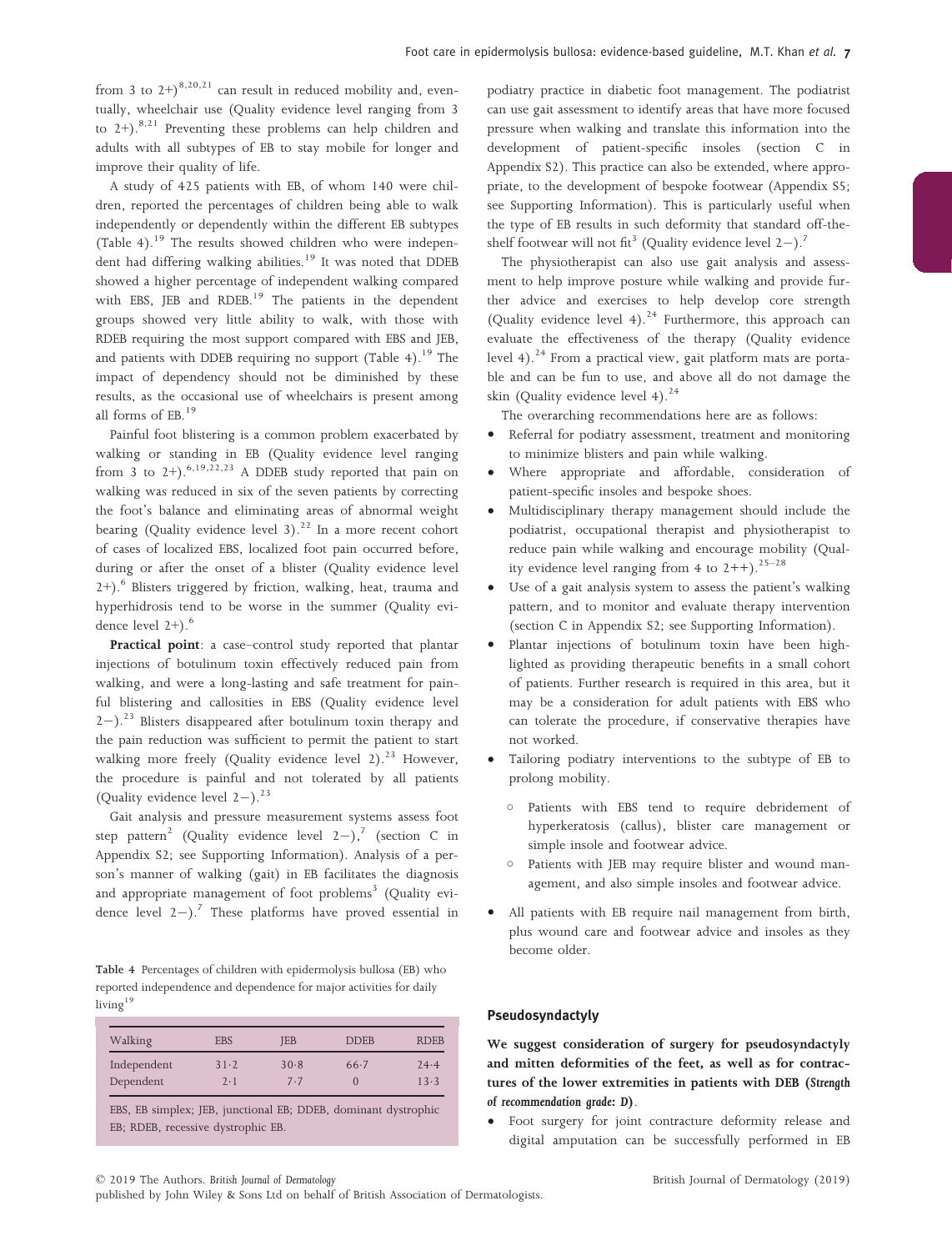from 3 to 2+)[8,20,21] can result in reduced mobility and, eventually, wheelchair use (Quality evidence level ranging from 3 to 2+).[8,21] Preventing these problems can help children and adults with all subtypes of EB to stay mobile for longer and improve their quality of life.

A study of 425 patients with EB, of whom 140 were children, reported the percentages of children being able to walk independently or dependently within the different EB subtypes (Table 4).[19] The results showed children who were independent had differing walking abilities.[19] It was noted that DDEB showed a higher percentage of independent walking compared with EBS, JEB and RDEB.[19] The patients in the dependent groups showed very little ability to walk, with those with RDEB requiring the most support compared with EBS and JEB, and patients with DDEB requiring no support (Table 4).[19] The impact of dependency should not be diminished by these results, as the occasional use of wheelchairs is present among all forms of EB.[19]

Painful foot blistering is a common problem exacerbated by walking or standing in EB (Quality evidence level ranging from 3 to 2+).[6,19,22,23] A DDEB study reported that pain on walking was reduced in six of the seven patients by correcting the foot's balance and eliminating areas of abnormal weight bearing (Quality evidence level 3).[22] In a more recent cohort of cases of localized EBS, localized foot pain occurred before, during or after the onset of a blister (Quality evidence level 2+).[6] Blisters triggered by friction, walking, heat, trauma and hyperhidrosis tend to be worse in the summer (Quality evidence level 2+).[6]

**Practical point**: a case–control study reported that plantar injections of botulinum toxin effectively reduced pain from walking, and were a long-lasting and safe treatment for painful blistering and callosities in EBS (Quality evidence level 2−).[23] Blisters disappeared after botulinum toxin therapy and the pain reduction was sufficient to permit the patient to start walking more freely (Quality evidence level 2).[23] However, the procedure is painful and not tolerated by all patients (Quality evidence level 2−).[23]

Gait analysis and pressure measurement systems assess foot step pattern[2] (Quality evidence level 2−),[7] (section C in Appendix S2; see Supporting Information). Analysis of a person's manner of walking (gait) in EB facilitates the diagnosis and appropriate management of foot problems[3] (Quality evidence level 2−).[7] These platforms have proved essential in podiatry practice in diabetic foot management. The podiatrist can use gait assessment to identify areas that have more focused pressure when walking and translate this information into the development of patient-specific insoles (section C in Appendix S2). This practice can also be extended, where appropriate, to the development of bespoke footwear (Appendix S5; see Supporting Information). This is particularly useful when the type of EB results in such deformity that standard off-the-shelf footwear will not fit[3] (Quality evidence level 2−).[7]

The physiotherapist can also use gait analysis and assessment to help improve posture while walking and provide further advice and exercises to help develop core strength (Quality evidence level 4).[24] Furthermore, this approach can evaluate the effectiveness of the therapy (Quality evidence level 4).[24] From a practical view, gait platform mats are portable and can be fun to use, and above all do not damage the skin (Quality evidence level 4).[24]

The overarching recommendations here are as follows:

- Referral for podiatry assessment, treatment and monitoring to minimize blisters and pain while walking.
- Where appropriate and affordable, consideration of patient-specific insoles and bespoke shoes.
- Multidisciplinary therapy management should include the podiatrist, occupational therapist and physiotherapist to reduce pain while walking and encourage mobility (Quality evidence level ranging from 4 to 2++).[25–28]
- Use of a gait analysis system to assess the patient's walking pattern, and to monitor and evaluate therapy intervention (section C in Appendix S2; see Supporting Information).
- Plantar injections of botulinum toxin have been highlighted as providing therapeutic benefits in a small cohort of patients. Further research is required in this area, but it may be a consideration for adult patients with EBS who can tolerate the procedure, if conservative therapies have not worked.
- Tailoring podiatry interventions to the subtype of EB to prolong mobility.
  - Patients with EBS tend to require debridement of hyperkeratosis (callus), blister care management or simple insole and footwear advice.
  - Patients with JEB may require blister and wound management, and also simple insoles and footwear advice.
- All patients with EB require nail management from birth, plus wound care and footwear advice and insoles as they become older.

Table 4 Percentages of children with epidermolysis bullosa (EB) who reported independence and dependence for major activities for daily living[19]

| Walking | EBS | JEB | DDEB | RDEB |
|---|---|---|---|---|
| Independent | 31·2 | 30·8 | 66·7 | 24·4 |
| Dependent | 2·1 | 7·7 | 0 | 13·3 |

EBS, EB simplex; JEB, junctional EB; DDEB, dominant dystrophic EB; RDEB, recessive dystrophic EB.

## Pseudosyndactyly

**We suggest consideration of surgery for pseudosyndactyly and mitten deformities of the feet, as well as for contractures of the lower extremities in patients with DEB (*Strength of recommendation grade: D*).**

- Foot surgery for joint contracture deformity release and digital amputation can be successfully performed in EB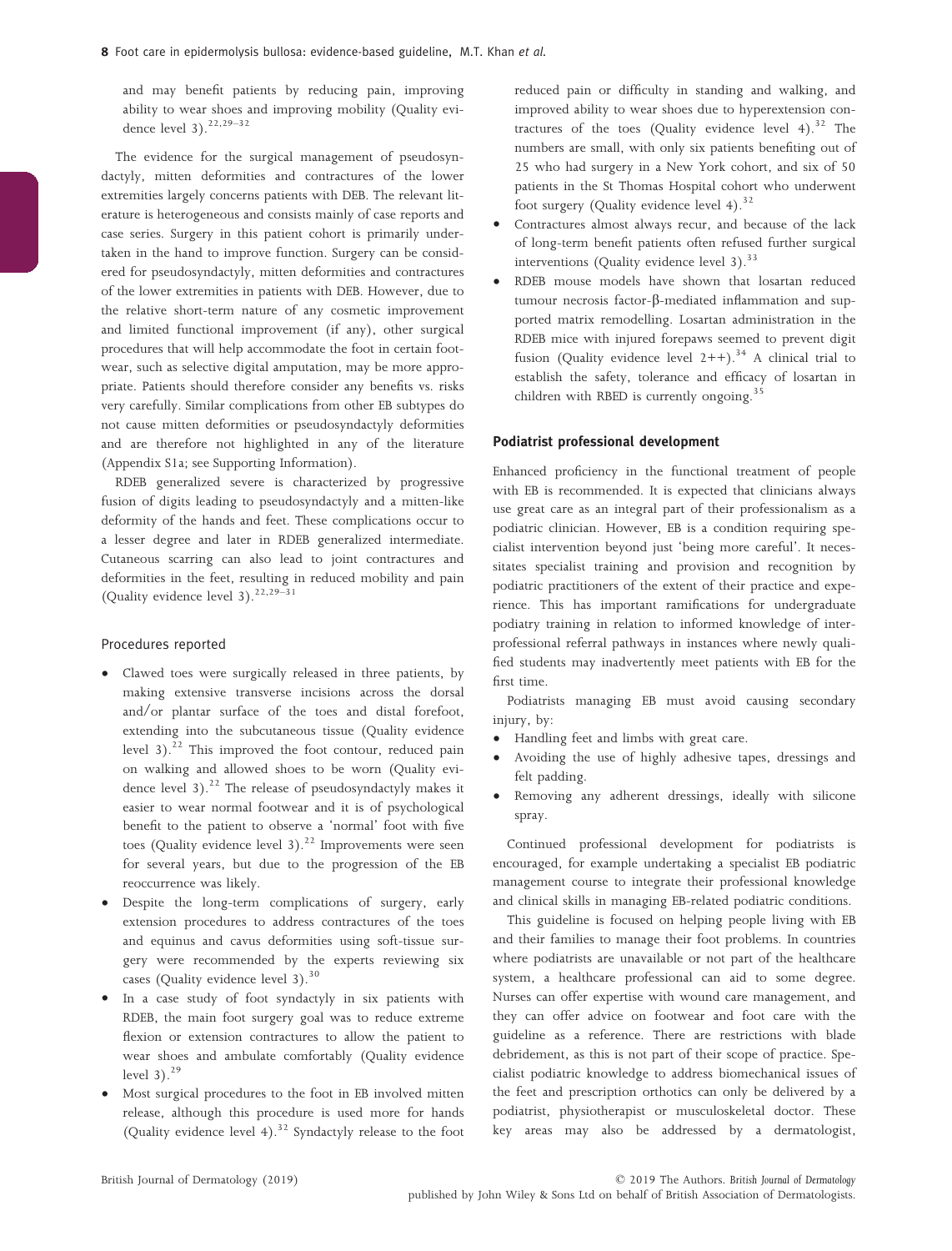and may benefit patients by reducing pain, improving ability to wear shoes and improving mobility (Quality evidence level 3).[22,29–32]

The evidence for the surgical management of pseudosyndactyly, mitten deformities and contractures of the lower extremities largely concerns patients with DEB. The relevant literature is heterogeneous and consists mainly of case reports and case series. Surgery in this patient cohort is primarily undertaken in the hand to improve function. Surgery can be considered for pseudosyndactyly, mitten deformities and contractures of the lower extremities in patients with DEB. However, due to the relative short-term nature of any cosmetic improvement and limited functional improvement (if any), other surgical procedures that will help accommodate the foot in certain footwear, such as selective digital amputation, may be more appropriate. Patients should therefore consider any benefits vs. risks very carefully. Similar complications from other EB subtypes do not cause mitten deformities or pseudosyndactyly deformities and are therefore not highlighted in any of the literature (Appendix S1a; see Supporting Information).

RDEB generalized severe is characterized by progressive fusion of digits leading to pseudosyndactyly and a mitten-like deformity of the hands and feet. These complications occur to a lesser degree and later in RDEB generalized intermediate. Cutaneous scarring can also lead to joint contractures and deformities in the feet, resulting in reduced mobility and pain (Quality evidence level 3).[22,29–31]

### Procedures reported

- Clawed toes were surgically released in three patients, by making extensive transverse incisions across the dorsal and/or plantar surface of the toes and distal forefoot, extending into the subcutaneous tissue (Quality evidence level 3).[22] This improved the foot contour, reduced pain on walking and allowed shoes to be worn (Quality evidence level 3).[22] The release of pseudosyndactyly makes it easier to wear normal footwear and it is of psychological benefit to the patient to observe a 'normal' foot with five toes (Quality evidence level 3).[22] Improvements were seen for several years, but due to the progression of the EB reoccurrence was likely.
- Despite the long-term complications of surgery, early extension procedures to address contractures of the toes and equinus and cavus deformities using soft-tissue surgery were recommended by the experts reviewing six cases (Quality evidence level 3).[30]
- In a case study of foot syndactyly in six patients with RDEB, the main foot surgery goal was to reduce extreme flexion or extension contractures to allow the patient to wear shoes and ambulate comfortably (Quality evidence level 3).[29]
- Most surgical procedures to the foot in EB involved mitten release, although this procedure is used more for hands (Quality evidence level 4).[32] Syndactyly release to the foot reduced pain or difficulty in standing and walking, and improved ability to wear shoes due to hyperextension contractures of the toes (Quality evidence level 4).[32] The numbers are small, with only six patients benefiting out of 25 who had surgery in a New York cohort, and six of 50 patients in the St Thomas Hospital cohort who underwent foot surgery (Quality evidence level 4).[32]
- Contractures almost always recur, and because of the lack of long-term benefit patients often refused further surgical interventions (Quality evidence level 3).[33]
- RDEB mouse models have shown that losartan reduced tumour necrosis factor-β-mediated inflammation and supported matrix remodelling. Losartan administration in the RDEB mice with injured forepaws seemed to prevent digit fusion (Quality evidence level 2++).[34] A clinical trial to establish the safety, tolerance and efficacy of losartan in children with RBED is currently ongoing.[35]

### Podiatrist professional development

Enhanced proficiency in the functional treatment of people with EB is recommended. It is expected that clinicians always use great care as an integral part of their professionalism as a podiatric clinician. However, EB is a condition requiring specialist intervention beyond just 'being more careful'. It necessitates specialist training and provision and recognition by podiatric practitioners of the extent of their practice and experience. This has important ramifications for undergraduate podiatry training in relation to informed knowledge of interprofessional referral pathways in instances where newly qualified students may inadvertently meet patients with EB for the first time.

Podiatrists managing EB must avoid causing secondary injury, by:

- Handling feet and limbs with great care.
- Avoiding the use of highly adhesive tapes, dressings and felt padding.
- Removing any adherent dressings, ideally with silicone spray.

Continued professional development for podiatrists is encouraged, for example undertaking a specialist EB podiatric management course to integrate their professional knowledge and clinical skills in managing EB-related podiatric conditions.

This guideline is focused on helping people living with EB and their families to manage their foot problems. In countries where podiatrists are unavailable or not part of the healthcare system, a healthcare professional can aid to some degree. Nurses can offer expertise with wound care management, and they can offer advice on footwear and foot care with the guideline as a reference. There are restrictions with blade debridement, as this is not part of their scope of practice. Specialist podiatric knowledge to address biomechanical issues of the feet and prescription orthotics can only be delivered by a podiatrist, physiotherapist or musculoskeletal doctor. These key areas may also be addressed by a dermatologist,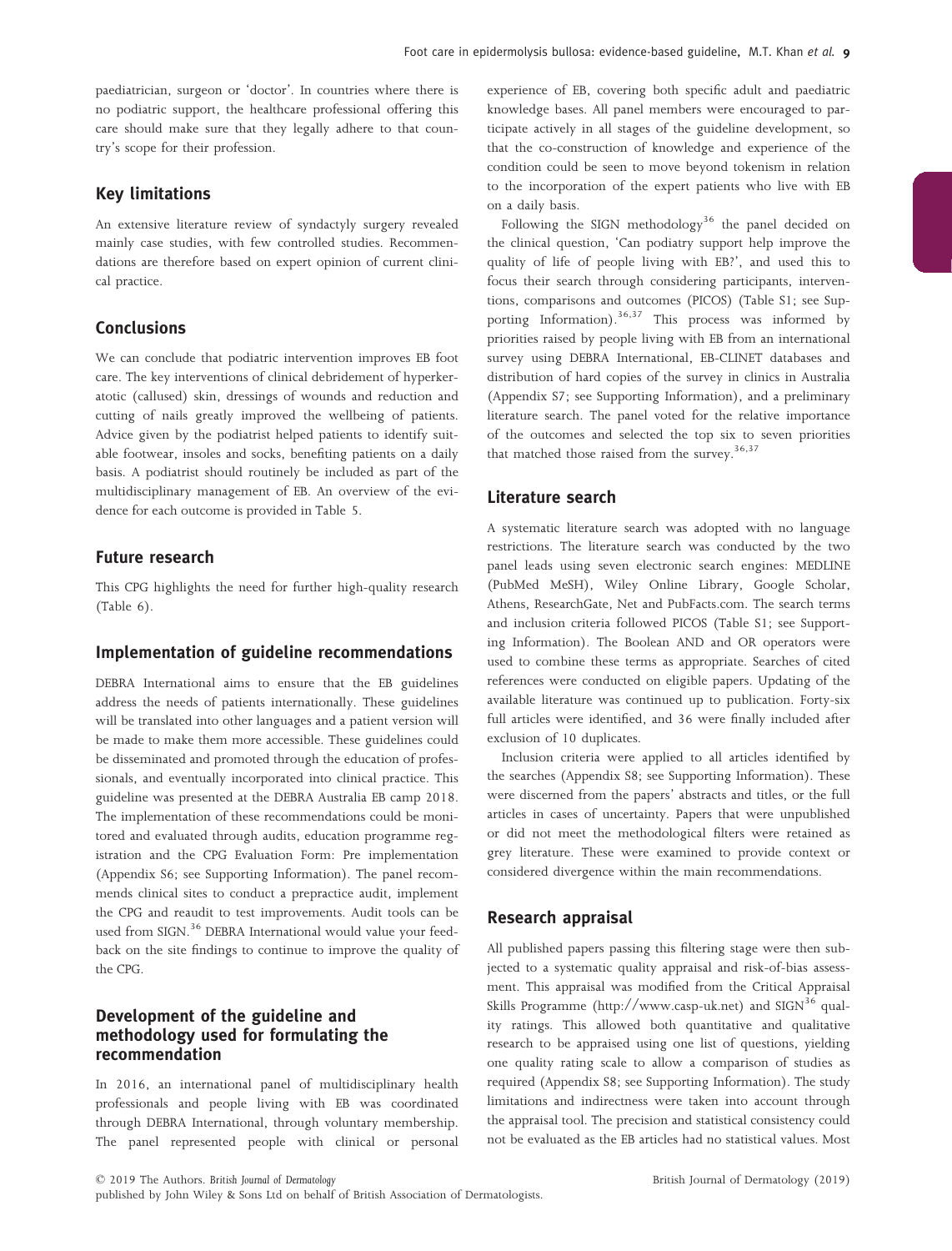paediatrician, surgeon or 'doctor'. In countries where there is no podiatric support, the healthcare professional offering this care should make sure that they legally adhere to that country's scope for their profession.

## Key limitations

An extensive literature review of syndactyly surgery revealed mainly case studies, with few controlled studies. Recommendations are therefore based on expert opinion of current clinical practice.

## Conclusions

We can conclude that podiatric intervention improves EB foot care. The key interventions of clinical debridement of hyperkeratotic (callused) skin, dressings of wounds and reduction and cutting of nails greatly improved the wellbeing of patients. Advice given by the podiatrist helped patients to identify suitable footwear, insoles and socks, benefiting patients on a daily basis. A podiatrist should routinely be included as part of the multidisciplinary management of EB. An overview of the evidence for each outcome is provided in Table 5.

## Future research

This CPG highlights the need for further high-quality research (Table 6).

## Implementation of guideline recommendations

DEBRA International aims to ensure that the EB guidelines address the needs of patients internationally. These guidelines will be translated into other languages and a patient version will be made to make them more accessible. These guidelines could be disseminated and promoted through the education of professionals, and eventually incorporated into clinical practice. This guideline was presented at the DEBRA Australia EB camp 2018. The implementation of these recommendations could be monitored and evaluated through audits, education programme registration and the CPG Evaluation Form: Pre implementation (Appendix S6; see Supporting Information). The panel recommends clinical sites to conduct a prepractice audit, implement the CPG and reaudit to test improvements. Audit tools can be used from SIGN.[36] DEBRA International would value your feedback on the site findings to continue to improve the quality of the CPG.

## Development of the guideline and methodology used for formulating the recommendation

In 2016, an international panel of multidisciplinary health professionals and people living with EB was coordinated through DEBRA International, through voluntary membership. The panel represented people with clinical or personal experience of EB, covering both specific adult and paediatric knowledge bases. All panel members were encouraged to participate actively in all stages of the guideline development, so that the co-construction of knowledge and experience of the condition could be seen to move beyond tokenism in relation to the incorporation of the expert patients who live with EB on a daily basis.

Following the SIGN methodology[36] the panel decided on the clinical question, 'Can podiatry support help improve the quality of life of people living with EB?', and used this to focus their search through considering participants, interventions, comparisons and outcomes (PICOS) (Table S1; see Supporting Information).[36,37] This process was informed by priorities raised by people living with EB from an international survey using DEBRA International, EB-CLINET databases and distribution of hard copies of the survey in clinics in Australia (Appendix S7; see Supporting Information), and a preliminary literature search. The panel voted for the relative importance of the outcomes and selected the top six to seven priorities that matched those raised from the survey.[36,37]

## Literature search

A systematic literature search was adopted with no language restrictions. The literature search was conducted by the two panel leads using seven electronic search engines: MEDLINE (PubMed MeSH), Wiley Online Library, Google Scholar, Athens, ResearchGate, Net and PubFacts.com. The search terms and inclusion criteria followed PICOS (Table S1; see Supporting Information). The Boolean AND and OR operators were used to combine these terms as appropriate. Searches of cited references were conducted on eligible papers. Updating of the available literature was continued up to publication. Forty-six full articles were identified, and 36 were finally included after exclusion of 10 duplicates.

Inclusion criteria were applied to all articles identified by the searches (Appendix S8; see Supporting Information). These were discerned from the papers' abstracts and titles, or the full articles in cases of uncertainty. Papers that were unpublished or did not meet the methodological filters were retained as grey literature. These were examined to provide context or considered divergence within the main recommendations.

## Research appraisal

All published papers passing this filtering stage were then subjected to a systematic quality appraisal and risk-of-bias assessment. This appraisal was modified from the Critical Appraisal Skills Programme (http://www.casp-uk.net) and SIGN[36] quality ratings. This allowed both quantitative and qualitative research to be appraised using one list of questions, yielding one quality rating scale to allow a comparison of studies as required (Appendix S8; see Supporting Information). The study limitations and indirectness were taken into account through the appraisal tool. The precision and statistical consistency could not be evaluated as the EB articles had no statistical values. Most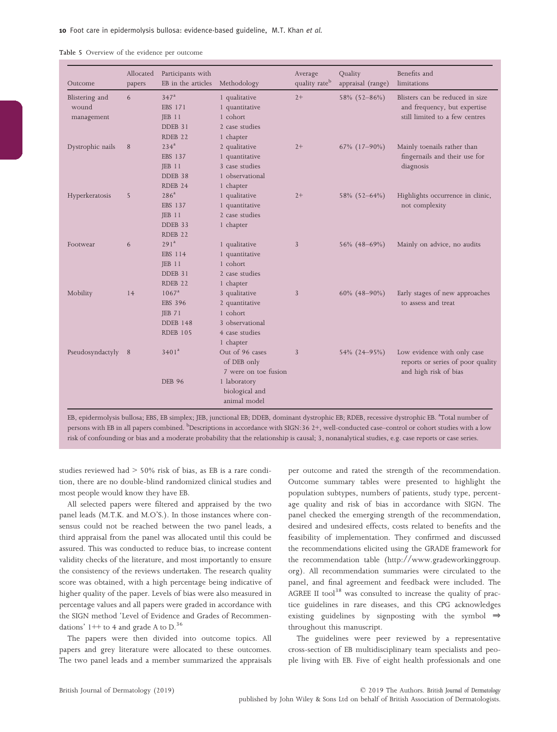Table 5 Overview of the evidence per outcome

| Outcome | Allocated papers | Participants with EB in the articles | Methodology | Average quality rate[b] | Quality appraisal (range) | Benefits and limitations |
|---|---|---|---|---|---|---|
| Blistering and wound management | 6 | 347[a]<br>EBS 171<br>JEB 11<br>DDEB 31<br>RDEB 22 | 1 qualitative<br>1 quantitative<br>1 cohort<br>2 case studies<br>1 chapter | 2+ | 58% (52–86%) | Blisters can be reduced in size and frequency, but expertise still limited to a few centres |
| Dystrophic nails | 8 | 234[a]<br>EBS 137<br>JEB 11<br>DDEB 38<br>RDEB 24 | 2 qualitative<br>1 quantitative<br>3 case studies<br>1 observational<br>1 chapter | 2+ | 67% (17–90%) | Mainly toenails rather than fingernails and their use for diagnosis |
| Hyperkeratosis | 5 | 286[a]<br>EBS 137<br>JEB 11<br>DDEB 33<br>RDEB 22 | 1 qualitative<br>1 quantitative<br>2 case studies<br>1 chapter | 2+ | 58% (52–64%) | Highlights occurrence in clinic, not complexity |
| Footwear | 6 | 291[a]<br>EBS 114<br>JEB 11<br>DDEB 31<br>RDEB 22 | 1 qualitative<br>1 quantitative<br>1 cohort<br>2 case studies<br>1 chapter | 3 | 56% (48–69%) | Mainly on advice, no audits |
| Mobility | 14 | 1067[a]<br>EBS 396<br>JEB 71<br>DDEB 148<br>RDEB 105 | 3 qualitative<br>2 quantitative<br>1 cohort<br>3 observational<br>4 case studies<br>1 chapter | 3 | 60% (48–90%) | Early stages of new approaches to assess and treat |
| Pseudosyndactyly | 8 | 3401[a]<br>DEB 96 | Out of 96 cases of DEB only 7 were on toe fusion<br>1 laboratory biological and animal model | 3 | 54% (24–95%) | Low evidence with only case reports or series of poor quality and high risk of bias |

EB, epidermolysis bullosa; EBS, EB simplex; JEB, junctional EB; DDEB, dominant dystrophic EB; RDEB, recessive dystrophic EB. [a]Total number of persons with EB in all papers combined. [b]Descriptions in accordance with SIGN:36 2+, well-conducted case–control or cohort studies with a low risk of confounding or bias and a moderate probability that the relationship is causal; 3, nonanalytical studies, e.g. case reports or case series.

studies reviewed had > 50% risk of bias, as EB is a rare condition, there are no double-blind randomized clinical studies and most people would know they have EB.

All selected papers were filtered and appraised by the two panel leads (M.T.K. and M.O'S.). In those instances where consensus could not be reached between the two panel leads, a third appraisal from the panel was allocated until this could be assured. This was conducted to reduce bias, to increase content validity checks of the literature, and most importantly to ensure the consistency of the reviews undertaken. The research quality score was obtained, with a high percentage being indicative of higher quality of the paper. Levels of bias were also measured in percentage values and all papers were graded in accordance with the SIGN method 'Level of Evidence and Grades of Recommendations' 1++ to 4 and grade A to D.[36]

The papers were then divided into outcome topics. All papers and grey literature were allocated to these outcomes. The two panel leads and a member summarized the appraisals per outcome and rated the strength of the recommendation. Outcome summary tables were presented to highlight the population subtypes, numbers of patients, study type, percentage quality and risk of bias in accordance with SIGN. The panel checked the emerging strength of the recommendation, desired and undesired effects, costs related to benefits and the feasibility of implementation. They confirmed and discussed the recommendations elicited using the GRADE framework for the recommendation table (http://www.gradeworkinggroup.org). All recommendation summaries were circulated to the panel, and final agreement and feedback were included. The AGREE II tool[38] was consulted to increase the quality of practice guidelines in rare diseases, and this CPG acknowledges existing guidelines by signposting with the symbol ⇒ throughout this manuscript.

The guidelines were peer reviewed by a representative cross-section of EB multidisciplinary team specialists and people living with EB. Five of eight health professionals and one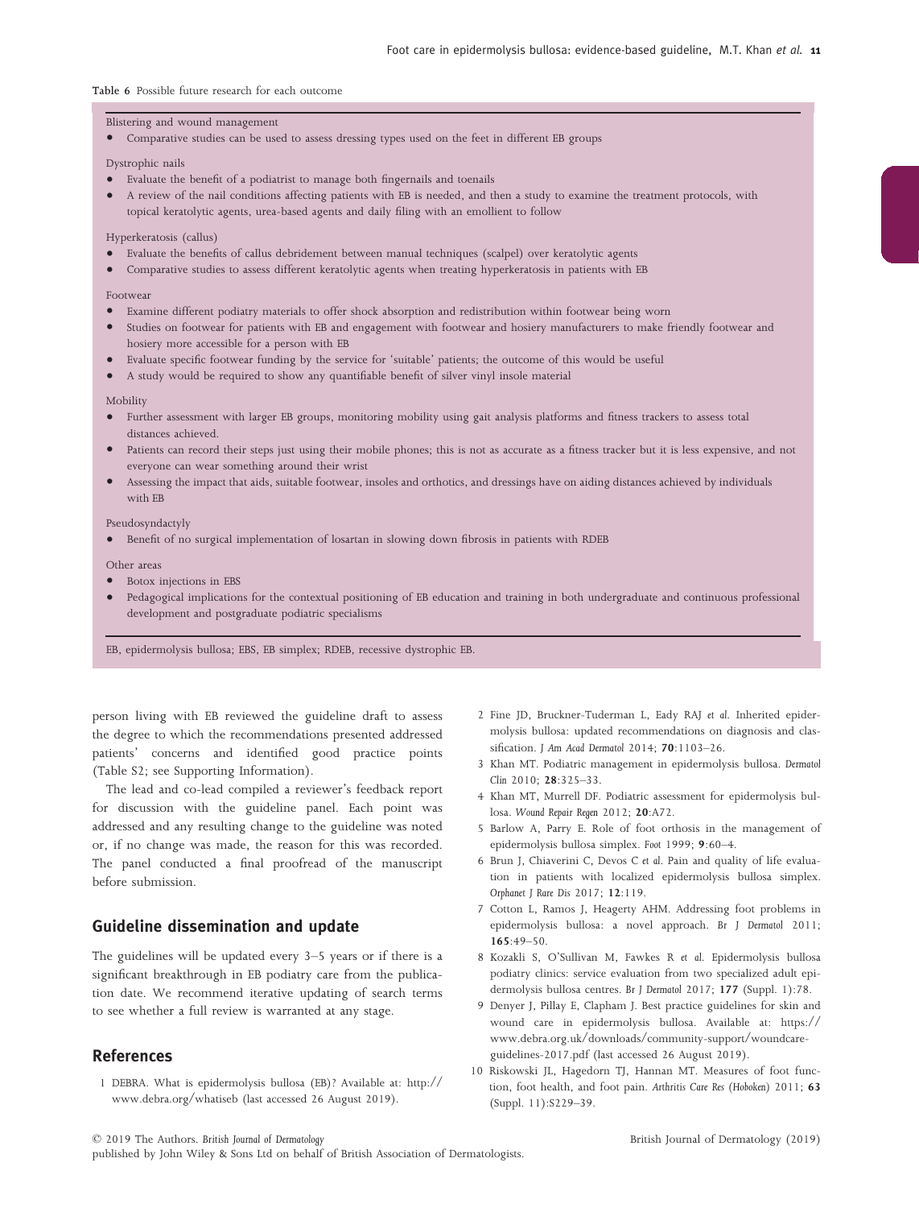Table 6 Possible future research for each outcome

Blistering and wound management

- Comparative studies can be used to assess dressing types used on the feet in different EB groups

Dystrophic nails

- Evaluate the benefit of a podiatrist to manage both fingernails and toenails
- A review of the nail conditions affecting patients with EB is needed, and then a study to examine the treatment protocols, with topical keratolytic agents, urea-based agents and daily filing with an emollient to follow

Hyperkeratosis (callus)

- Evaluate the benefits of callus debridement between manual techniques (scalpel) over keratolytic agents
- Comparative studies to assess different keratolytic agents when treating hyperkeratosis in patients with EB

Footwear

- Examine different podiatry materials to offer shock absorption and redistribution within footwear being worn
- Studies on footwear for patients with EB and engagement with footwear and hosiery manufacturers to make friendly footwear and hosiery more accessible for a person with EB
- Evaluate specific footwear funding by the service for 'suitable' patients; the outcome of this would be useful
- A study would be required to show any quantifiable benefit of silver vinyl insole material

Mobility

- Further assessment with larger EB groups, monitoring mobility using gait analysis platforms and fitness trackers to assess total distances achieved.
- Patients can record their steps just using their mobile phones; this is not as accurate as a fitness tracker but it is less expensive, and not everyone can wear something around their wrist
- Assessing the impact that aids, suitable footwear, insoles and orthotics, and dressings have on aiding distances achieved by individuals with EB

Pseudosyndactyly

- Benefit of no surgical implementation of losartan in slowing down fibrosis in patients with RDEB

Other areas

- Botox injections in EBS
- Pedagogical implications for the contextual positioning of EB education and training in both undergraduate and continuous professional development and postgraduate podiatric specialisms

EB, epidermolysis bullosa; EBS, EB simplex; RDEB, recessive dystrophic EB.

person living with EB reviewed the guideline draft to assess the degree to which the recommendations presented addressed patients' concerns and identified good practice points (Table S2; see Supporting Information).

The lead and co-lead compiled a reviewer's feedback report for discussion with the guideline panel. Each point was addressed and any resulting change to the guideline was noted or, if no change was made, the reason for this was recorded. The panel conducted a final proofread of the manuscript before submission.

## Guideline dissemination and update

The guidelines will be updated every 3–5 years or if there is a significant breakthrough in EB podiatry care from the publication date. We recommend iterative updating of search terms to see whether a full review is warranted at any stage.

## References

1 DEBRA. What is epidermolysis bullosa (EB)? Available at: http://www.debra.org/whatiseb (last accessed 26 August 2019).

2 Fine JD, Bruckner-Tuderman L, Eady RAJ *et al.* Inherited epidermolysis bullosa: updated recommendations on diagnosis and classification. *J Am Acad Dermatol* 2014; **70**:1103–26.

3 Khan MT. Podiatric management in epidermolysis bullosa. *Dermatol Clin* 2010; **28**:325–33.

4 Khan MT, Murrell DF. Podiatric assessment for epidermolysis bullosa. *Wound Repair Regen* 2012; **20**:A72.

5 Barlow A, Parry E. Role of foot orthosis in the management of epidermolysis bullosa simplex. *Foot* 1999; **9**:60–4.

6 Brun J, Chiaverini C, Devos C *et al.* Pain and quality of life evaluation in patients with localized epidermolysis bullosa simplex. *Orphanet J Rare Dis* 2017; **12**:119.

7 Cotton L, Ramos J, Heagerty AHM. Addressing foot problems in epidermolysis bullosa: a novel approach. *Br J Dermatol* 2011; **165**:49–50.

8 Kozakli S, O'Sullivan M, Fawkes R *et al.* Epidermolysis bullosa podiatry clinics: service evaluation from two specialized adult epidermolysis bullosa centres. *Br J Dermatol* 2017; **177** (Suppl. 1):78.

9 Denyer J, Pillay E, Clapham J. Best practice guidelines for skin and wound care in epidermolysis bullosa. Available at: https://www.debra.org.uk/downloads/community-support/woundcare-guidelines-2017.pdf (last accessed 26 August 2019).

10 Riskowski JL, Hagedorn TJ, Hannan MT. Measures of foot function, foot health, and foot pain. *Arthritis Care Res (Hoboken)* 2011; **63** (Suppl. 11):S229–39.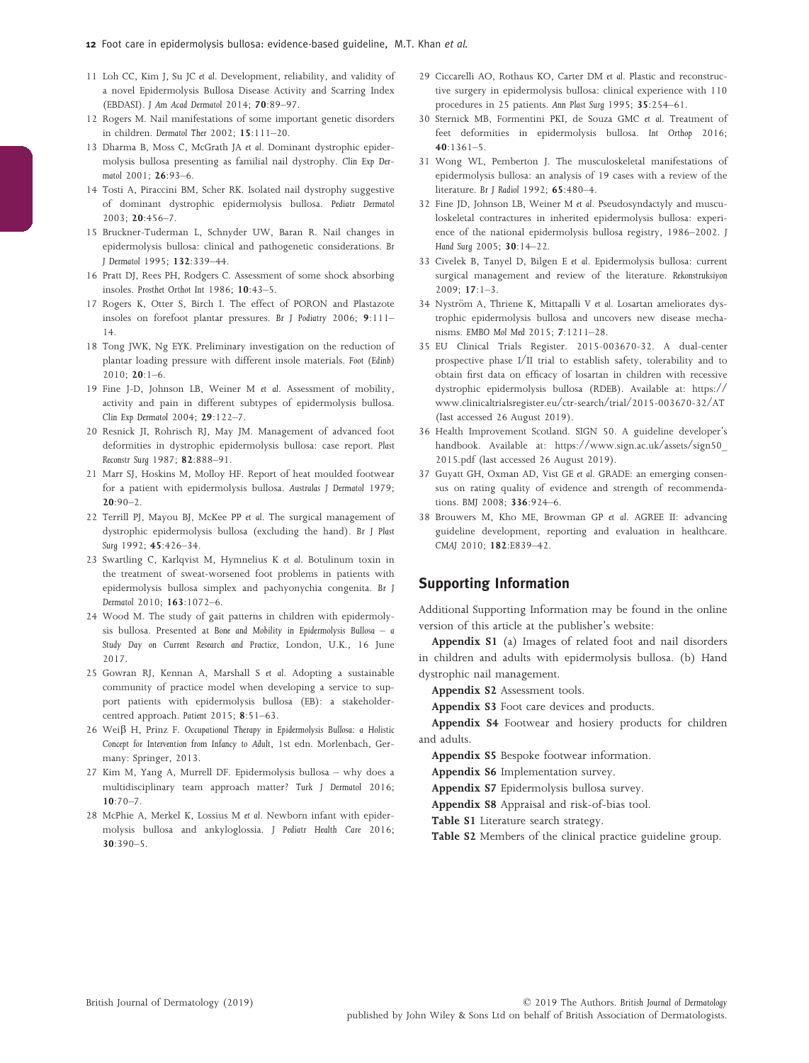11 Loh CC, Kim J, Su JC *et al*. Development, reliability, and validity of a novel Epidermolysis Bullosa Disease Activity and Scarring Index (EBDASI). *J Am Acad Dermatol* 2014; **70**:89–97.

12 Rogers M. Nail manifestations of some important genetic disorders in children. *Dermatol Ther* 2002; **15**:111–20.

13 Dharma B, Moss C, McGrath JA *et al*. Dominant dystrophic epidermolysis bullosa presenting as familial nail dystrophy. *Clin Exp Dermatol* 2001; **26**:93–6.

14 Tosti A, Piraccini BM, Scher RK. Isolated nail dystrophy suggestive of dominant dystrophic epidermolysis bullosa. *Pediatr Dermatol* 2003; **20**:456–7.

15 Bruckner-Tuderman L, Schnyder UW, Baran R. Nail changes in epidermolysis bullosa: clinical and pathogenetic considerations. *Br J Dermatol* 1995; **132**:339–44.

16 Pratt DJ, Rees PH, Rodgers C. Assessment of some shock absorbing insoles. *Prosthet Orthot Int* 1986; **10**:43–5.

17 Rogers K, Otter S, Birch I. The effect of PORON and Plastazote insoles on forefoot plantar pressures. *Br J Podiatry* 2006; **9**:111–14.

18 Tong JWK, Ng EYK. Preliminary investigation on the reduction of plantar loading pressure with different insole materials. *Foot (Edinb)* 2010; **20**:1–6.

19 Fine J-D, Johnson LB, Weiner M *et al*. Assessment of mobility, activity and pain in different subtypes of epidermolysis bullosa. *Clin Exp Dermatol* 2004; **29**:122–7.

20 Resnick JI, Rohrisch RJ, May JM. Management of advanced foot deformities in dystrophic epidermolysis bullosa: case report. *Plast Reconstr Surg* 1987; **82**:888–91.

21 Marr SJ, Hoskins M, Molloy HF. Report of heat moulded footwear for a patient with epidermolysis bullosa. *Australas J Dermatol* 1979; **20**:90–2.

22 Terrill PJ, Mayou BJ, McKee PP *et al*. The surgical management of dystrophic epidermolysis bullosa (excluding the hand). *Br J Plast Surg* 1992; **45**:426–34.

23 Swartling C, Karlqvist M, Hymnelius K *et al*. Botulinum toxin in the treatment of sweat-worsened foot problems in patients with epidermolysis bullosa simplex and pachyonychia congenita. *Br J Dermatol* 2010; **163**:1072–6.

24 Wood M. The study of gait patterns in children with epidermolysis bullosa. Presented at *Bone and Mobility in Epidermolysis Bullosa – a Study Day on Current Research and Practice*, London, U.K., 16 June 2017.

25 Gowran RJ, Kennan A, Marshall S *et al*. Adopting a sustainable community of practice model when developing a service to support patients with epidermolysis bullosa (EB): a stakeholder-centred approach. *Patient* 2015; **8**:51–63.

26 Weiβ H, Prinz F. *Occupational Therapy in Epidermolysis Bullosa: a Holistic Concept for Intervention from Infancy to Adult*, 1st edn. Morlenbach, Germany: Springer, 2013.

27 Kim M, Yang A, Murrell DF. Epidermolysis bullosa – why does a multidisciplinary team approach matter? *Turk J Dermatol* 2016; **10**:70–7.

28 McPhie A, Merkel K, Lossius M *et al*. Newborn infant with epidermolysis bullosa and ankyloglossia. *J Pediatr Health Care* 2016; **30**:390–5.

29 Ciccarelli AO, Rothaus KO, Carter DM *et al*. Plastic and reconstructive surgery in epidermolysis bullosa: clinical experience with 110 procedures in 25 patients. *Ann Plast Surg* 1995; **35**:254–61.

30 Sternick MB, Formentini PKI, de Souza GMC *et al*. Treatment of feet deformities in epidermolysis bullosa. *Int Orthop* 2016; **40**:1361–5.

31 Wong WL, Pemberton J. The musculoskeletal manifestations of epidermolysis bullosa: an analysis of 19 cases with a review of the literature. *Br J Radiol* 1992; **65**:480–4.

32 Fine JD, Johnson LB, Weiner M *et al*. Pseudosyndactyly and musculoskeletal contractures in inherited epidermolysis bullosa: experience of the national epidermolysis bullosa registry, 1986–2002. *J Hand Surg* 2005; **30**:14–22.

33 Civelek B, Tanyel D, Bilgen E *et al*. Epidermolysis bullosa: current surgical management and review of the literature. *Rekonstruksiyon* 2009; **17**:1–3.

34 Nyström A, Thriene K, Mittapalli V *et al*. Losartan ameliorates dystrophic epidermolysis bullosa and uncovers new disease mechanisms. *EMBO Mol Med* 2015; **7**:1211–28.

35 EU Clinical Trials Register. 2015-003670-32. A dual-center prospective phase I/II trial to establish safety, tolerability and to obtain first data on efficacy of losartan in children with recessive dystrophic epidermolysis bullosa (RDEB). Available at: https://www.clinicaltrialsregister.eu/ctr-search/trial/2015-003670-32/AT (last accessed 26 August 2019).

36 Health Improvement Scotland. SIGN 50. A guideline developer's handbook. Available at: https://www.sign.ac.uk/assets/sign50_2015.pdf (last accessed 26 August 2019).

37 Guyatt GH, Oxman AD, Vist GE *et al*. GRADE: an emerging consensus on rating quality of evidence and strength of recommendations. *BMJ* 2008; **336**:924–6.

38 Brouwers M, Kho ME, Browman GP *et al*. AGREE II: advancing guideline development, reporting and evaluation in healthcare. *CMAJ* 2010; **182**:E839–42.

## Supporting Information

Additional Supporting Information may be found in the online version of this article at the publisher's website:

**Appendix S1** (a) Images of related foot and nail disorders in children and adults with epidermolysis bullosa. (b) Hand dystrophic nail management.

**Appendix S2** Assessment tools.

**Appendix S3** Foot care devices and products.

**Appendix S4** Footwear and hosiery products for children and adults.

**Appendix S5** Bespoke footwear information.

**Appendix S6** Implementation survey.

**Appendix S7** Epidermolysis bullosa survey.

**Appendix S8** Appraisal and risk-of-bias tool.

**Table S1** Literature search strategy.

**Table S2** Members of the clinical practice guideline group.